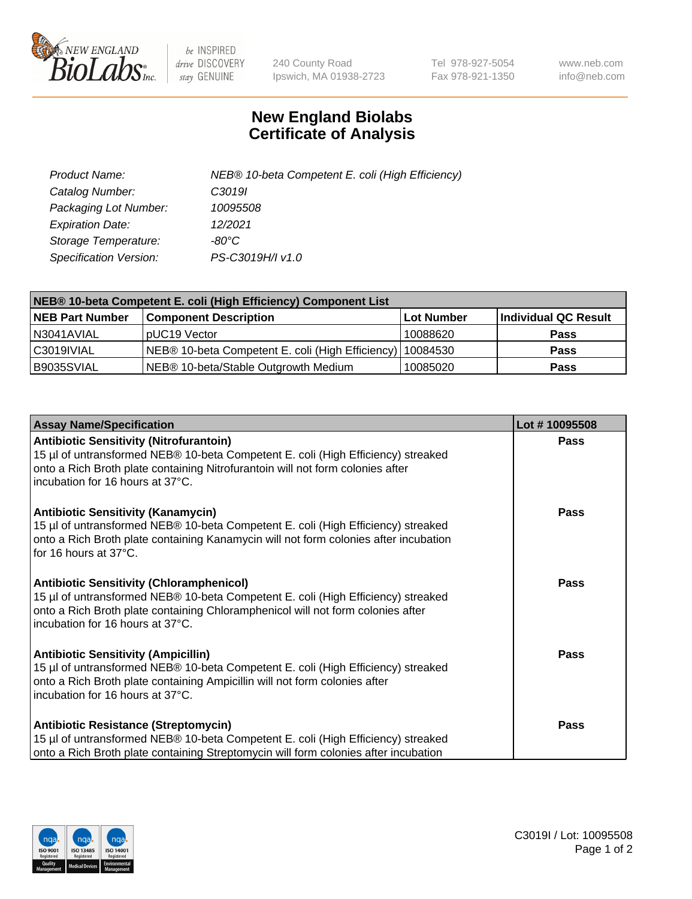# New England Biolabs
# Certificate of Analysis

| | |
|---|---|
| *Product Name:* | *NEB® 10-beta Competent E. coli (High Efficiency)* |
| *Catalog Number:* | *C3019I* |
| *Packaging Lot Number:* | *10095508* |
| *Expiration Date:* | *12/2021* |
| *Storage Temperature:* | *-80°C* |
| *Specification Version:* | *PS-C3019H/I v1.0* |

| NEB® 10-beta Competent E. coli (High Efficiency) Component List | | | |
|---|---|---|---|
| **NEB Part Number** | **Component Description** | **Lot Number** | **Individual QC Result** |
| N3041AVIAL | pUC19 Vector | 10088620 | **Pass** |
| C3019IVIAL | NEB® 10-beta Competent E. coli (High Efficiency) | 10084530 | **Pass** |
| B9035SVIAL | NEB® 10-beta/Stable Outgrowth Medium | 10085020 | **Pass** |

| Assay Name/Specification | Lot # 10095508 |
|---|---|
| **Antibiotic Sensitivity (Nitrofurantoin)** 15 µl of untransformed NEB® 10-beta Competent E. coli (High Efficiency) streaked onto a Rich Broth plate containing Nitrofurantoin will not form colonies after incubation for 16 hours at 37°C. | **Pass** |
| **Antibiotic Sensitivity (Kanamycin)** 15 µl of untransformed NEB® 10-beta Competent E. coli (High Efficiency) streaked onto a Rich Broth plate containing Kanamycin will not form colonies after incubation for 16 hours at 37°C. | **Pass** |
| **Antibiotic Sensitivity (Chloramphenicol)** 15 µl of untransformed NEB® 10-beta Competent E. coli (High Efficiency) streaked onto a Rich Broth plate containing Chloramphenicol will not form colonies after incubation for 16 hours at 37°C. | **Pass** |
| **Antibiotic Sensitivity (Ampicillin)** 15 µl of untransformed NEB® 10-beta Competent E. coli (High Efficiency) streaked onto a Rich Broth plate containing Ampicillin will not form colonies after incubation for 16 hours at 37°C. | **Pass** |
| **Antibiotic Resistance (Streptomycin)** 15 µl of untransformed NEB® 10-beta Competent E. coli (High Efficiency) streaked onto a Rich Broth plate containing Streptomycin will form colonies after incubation | **Pass** |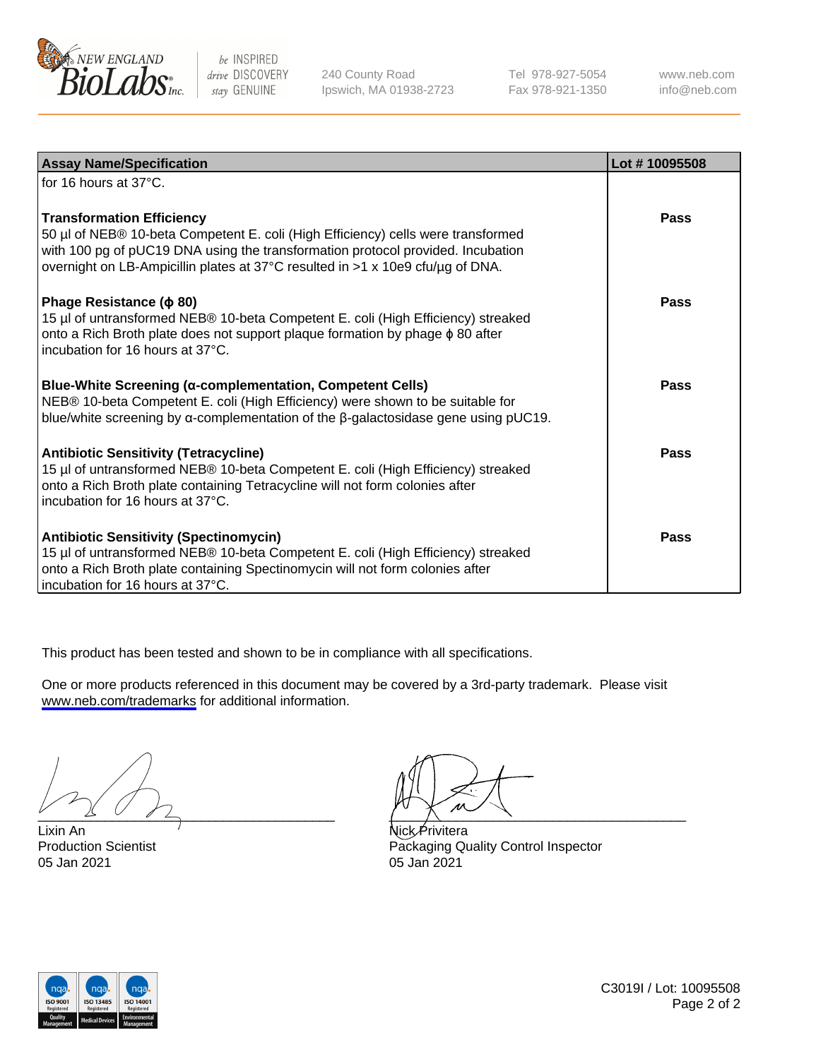| Assay Name/Specification | Lot # 10095508 |
|---|---|
| for 16 hours at 37°C. | |
| **Transformation Efficiency**<br>50 µl of NEB® 10-beta Competent E. coli (High Efficiency) cells were transformed with 100 pg of pUC19 DNA using the transformation protocol provided. Incubation overnight on LB-Ampicillin plates at 37°C resulted in >1 x 10e9 cfu/µg of DNA. | **Pass** |
| **Phage Resistance (ϕ 80)**<br>15 µl of untransformed NEB® 10-beta Competent E. coli (High Efficiency) streaked onto a Rich Broth plate does not support plaque formation by phage ϕ 80 after incubation for 16 hours at 37°C. | **Pass** |
| **Blue-White Screening (α-complementation, Competent Cells)**<br>NEB® 10-beta Competent E. coli (High Efficiency) were shown to be suitable for blue/white screening by α-complementation of the β-galactosidase gene using pUC19. | **Pass** |
| **Antibiotic Sensitivity (Tetracycline)**<br>15 µl of untransformed NEB® 10-beta Competent E. coli (High Efficiency) streaked onto a Rich Broth plate containing Tetracycline will not form colonies after incubation for 16 hours at 37°C. | **Pass** |
| **Antibiotic Sensitivity (Spectinomycin)**<br>15 µl of untransformed NEB® 10-beta Competent E. coli (High Efficiency) streaked onto a Rich Broth plate containing Spectinomycin will not form colonies after incubation for 16 hours at 37°C. | **Pass** |

This product has been tested and shown to be in compliance with all specifications.

One or more products referenced in this document may be covered by a 3rd-party trademark. Please visit www.neb.com/trademarks for additional information.

Lixin An
Production Scientist
05 Jan 2021

Nick Privitera
Packaging Quality Control Inspector
05 Jan 2021

C3019I / Lot: 10095508